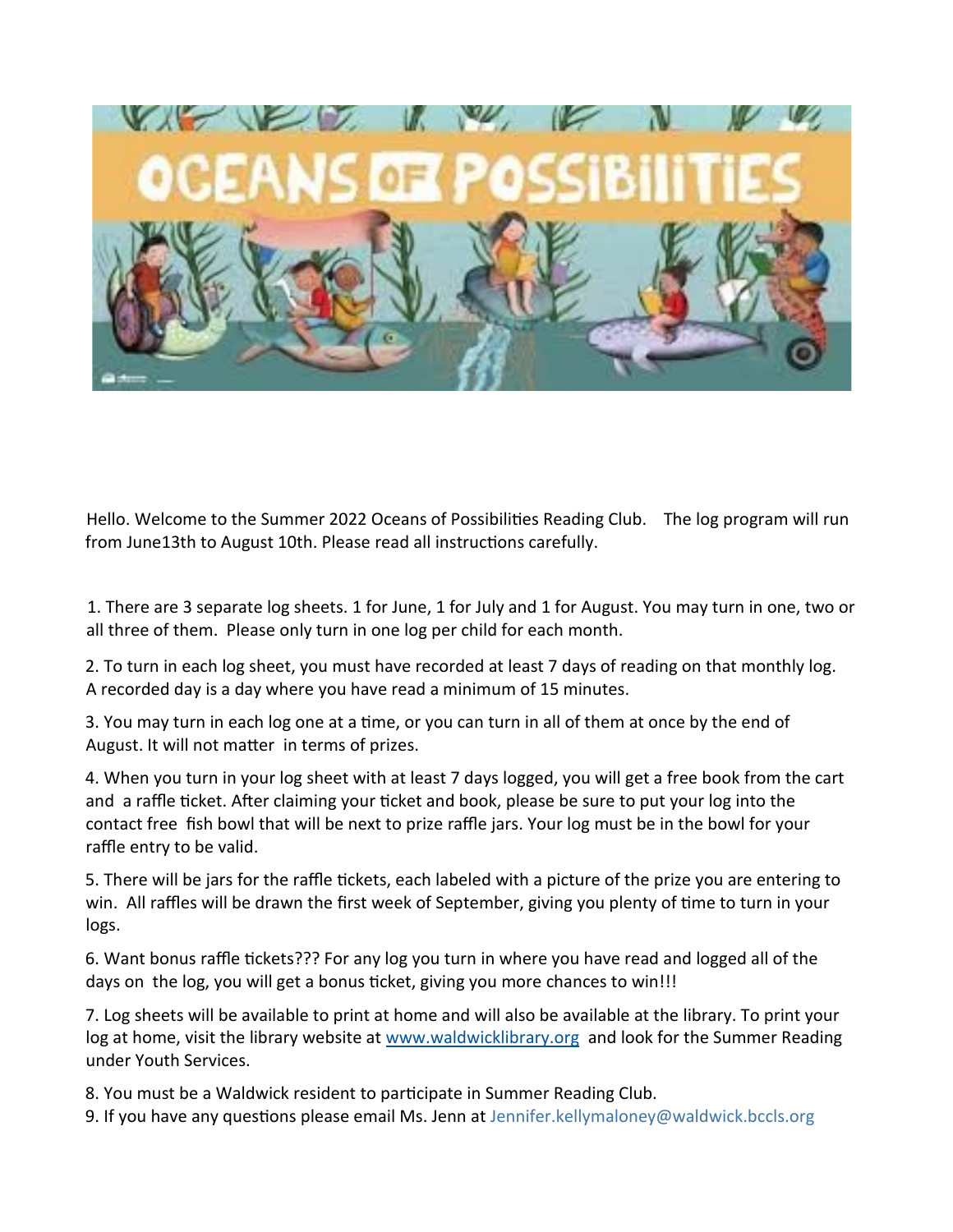# OCEANS OF POSSIBILITIES

Hello. Welcome to the Summer 2022 Oceans of Possibilities Reading Club. The log program will run from June13th to August 10th. Please read all instructions carefully.

1. There are 3 separate log sheets. 1 for June, 1 for July and 1 for August. You may turn in one, two or all three of them. Please only turn in one log per child for each month.
2. To turn in each log sheet, you must have recorded at least 7 days of reading on that monthly log. A recorded day is a day where you have read a minimum of 15 minutes.
3. You may turn in each log one at a time, or you can turn in all of them at once by the end of August. It will not matter in terms of prizes.
4. When you turn in your log sheet with at least 7 days logged, you will get a free book from the cart and a raffle ticket. After claiming your ticket and book, please be sure to put your log into the contact free fish bowl that will be next to prize raffle jars. Your log must be in the bowl for your raffle entry to be valid.
5. There will be jars for the raffle tickets, each labeled with a picture of the prize you are entering to win. All raffles will be drawn the first week of September, giving you plenty of time to turn in your logs.
6. Want bonus raffle tickets??? For any log you turn in where you have read and logged all of the days on the log, you will get a bonus ticket, giving you more chances to win!!!
7. Log sheets will be available to print at home and will also be available at the library. To print your log at home, visit the library website at [www.waldwicklibrary.org](http://www.waldwicklibrary.org) and look for the Summer Reading under Youth Services.
8. You must be a Waldwick resident to participate in Summer Reading Club.
9. If you have any questions please email Ms. Jenn at Jennifer.kellymaloney@waldwick.bccls.org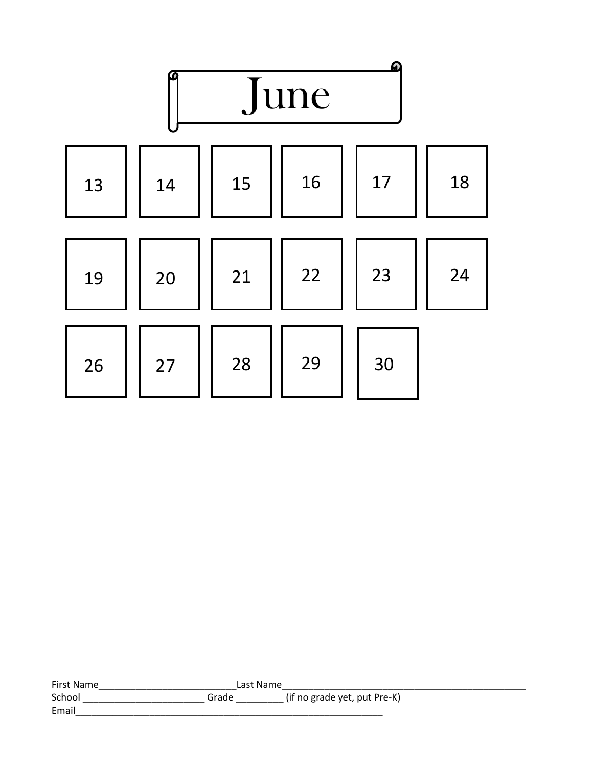# June

| | | | | | |
|---|---|---|---|---|---|
| 13 | 14 | 15 | 16 | 17 | 18 |
| 19 | 20 | 21 | 22 | 23 | 24 |
| 26 | 27 | 28 | 29 | 30 | |

First Name____________________________Last Name__________________________________________________
School _________________________ Grade _________ (if no grade yet, put Pre-K)
Email_______________________________________________________________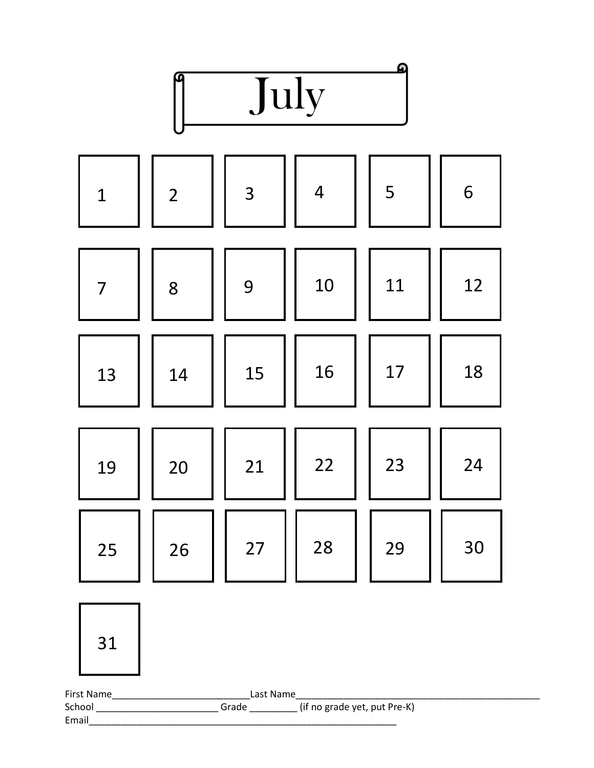# July

| | | | | | |
|---|---|---|---|---|---|
| 1 | 2 | 3 | 4 | 5 | 6 |
| 7 | 8 | 9 | 10 | 11 | 12 |
| 13 | 14 | 15 | 16 | 17 | 18 |
| 19 | 20 | 21 | 22 | 23 | 24 |
| 25 | 26 | 27 | 28 | 29 | 30 |
| 31 | | | | | |

First Name___________________________Last Name__________________________________________________
School ________________________ Grade _________ (if no grade yet, put Pre-K)
Email______________________________________________________________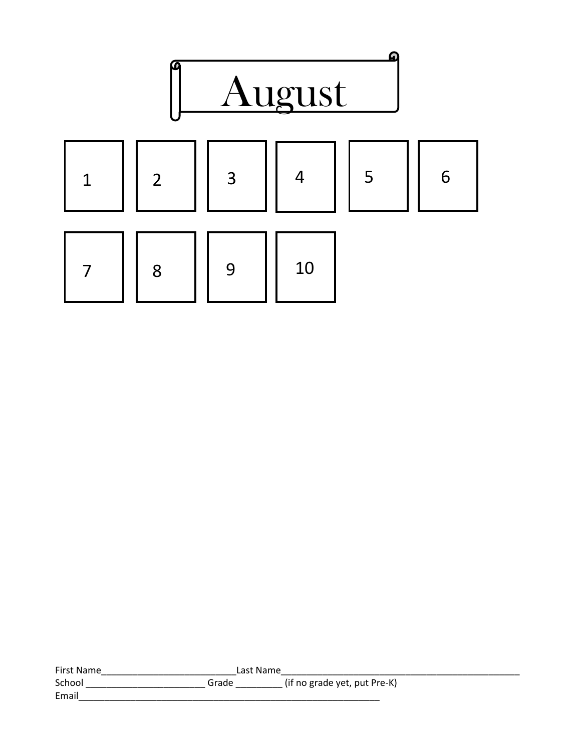# August

| | | | | | |
|---|---|---|---|---|---|
| 1 | 2 | 3 | 4 | 5 | 6 |
| 7 | 8 | 9 | 10 | | |

First Name___________________________Last Name_________________________________________________
School ________________________ Grade _________ (if no grade yet, put Pre-K)
Email____________________________________________________________